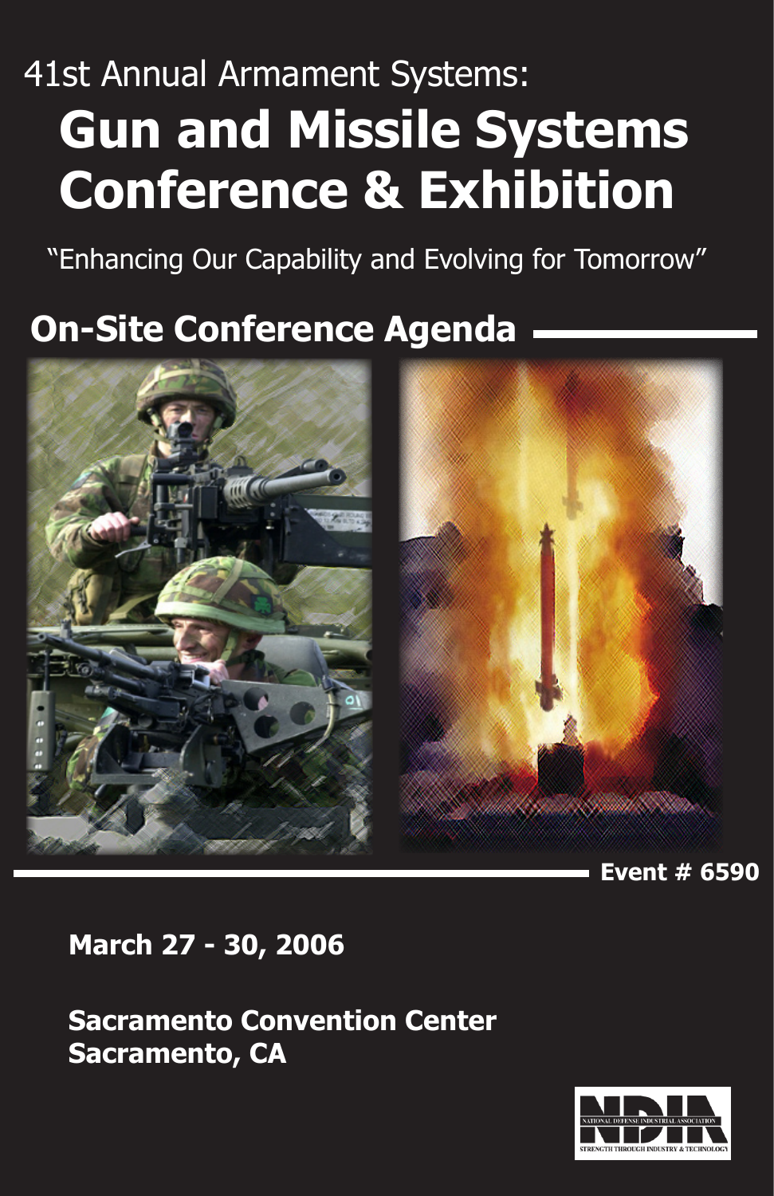41st Annual Armament Systems:

# Gun and Missile Systems Conference & Exhibition

"Enhancing Our Capability and Evolving for Tomorrow"

## On-Site Conference Agenda

**Event # 6590**

**March 27 - 30, 2006**

**Sacramento Convention Center**
**Sacramento, CA**

NDIA
NATIONAL DEFENSE INDUSTRIAL ASSOCIATION
STRENGTH THROUGH INDUSTRY & TECHNOLOGY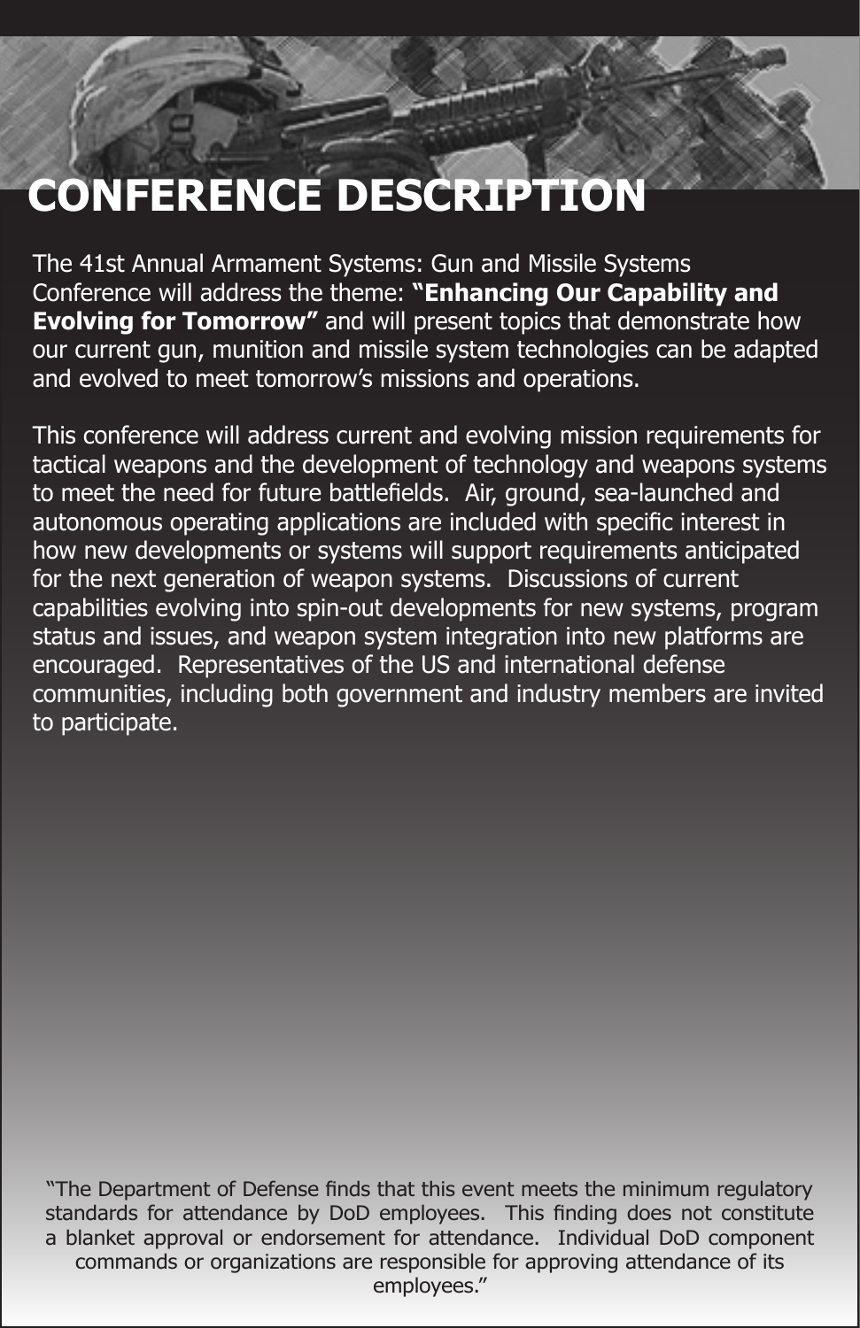# CONFERENCE DESCRIPTION

The 41st Annual Armament Systems: Gun and Missile Systems Conference will address the theme: **"Enhancing Our Capability and Evolving for Tomorrow"** and will present topics that demonstrate how our current gun, munition and missile system technologies can be adapted and evolved to meet tomorrow's missions and operations.

This conference will address current and evolving mission requirements for tactical weapons and the development of technology and weapons systems to meet the need for future battlefields. Air, ground, sea-launched and autonomous operating applications are included with specific interest in how new developments or systems will support requirements anticipated for the next generation of weapon systems. Discussions of current capabilities evolving into spin-out developments for new systems, program status and issues, and weapon system integration into new platforms are encouraged. Representatives of the US and international defense communities, including both government and industry members are invited to participate.

"The Department of Defense finds that this event meets the minimum regulatory standards for attendance by DoD employees. This finding does not constitute a blanket approval or endorsement for attendance. Individual DoD component commands or organizations are responsible for approving attendance of its employees."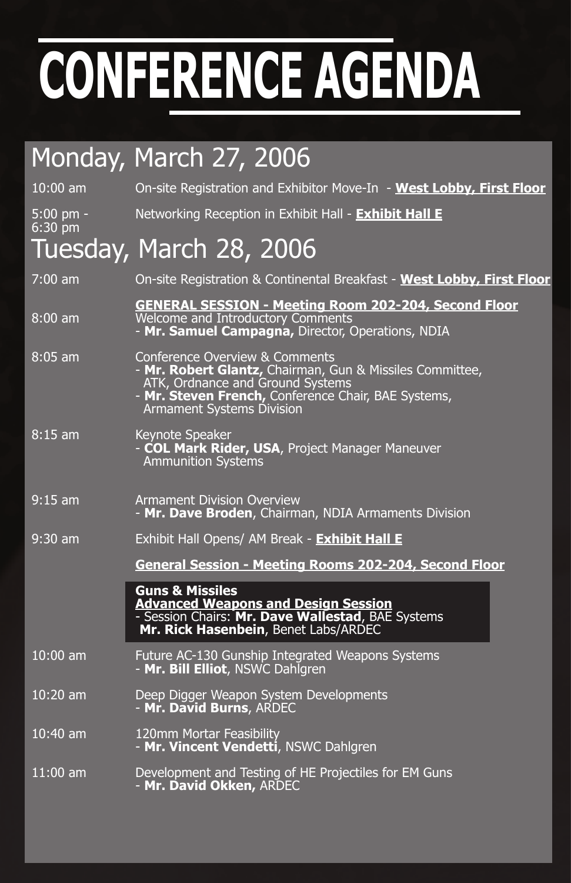# CONFERENCE AGENDA

## Monday, March 27, 2006

| | |
|---|---|
| 10:00 am | On-site Registration and Exhibitor Move-In - **West Lobby, First Floor** |
| 5:00 pm - 6:30 pm | Networking Reception in Exhibit Hall - **Exhibit Hall E** |

## Tuesday, March 28, 2006

| | |
|---|---|
| 7:00 am | On-site Registration & Continental Breakfast - **West Lobby, First Floor** |
| | **GENERAL SESSION - Meeting Room 202-204, Second Floor** |
| 8:00 am | Welcome and Introductory Comments<br>- **Mr. Samuel Campagna,** Director, Operations, NDIA |
| 8:05 am | Conference Overview & Comments<br>- **Mr. Robert Glantz,** Chairman, Gun & Missiles Committee, ATK, Ordnance and Ground Systems<br>- **Mr. Steven French,** Conference Chair, BAE Systems, Armament Systems Division |
| 8:15 am | Keynote Speaker<br>- **COL Mark Rider, USA**, Project Manager Maneuver Ammunition Systems |
| 9:15 am | Armament Division Overview<br>- **Mr. Dave Broden**, Chairman, NDIA Armaments Division |
| 9:30 am | Exhibit Hall Opens/ AM Break - **Exhibit Hall E** |
| | **General Session - Meeting Rooms 202-204, Second Floor** |
| | **Guns & Missiles**<br>**Advanced Weapons and Design Session**<br>- Session Chairs: **Mr. Dave Wallestad**, BAE Systems<br>**Mr. Rick Hasenbein**, Benet Labs/ARDEC |
| 10:00 am | Future AC-130 Gunship Integrated Weapons Systems<br>- **Mr. Bill Elliot**, NSWC Dahlgren |
| 10:20 am | Deep Digger Weapon System Developments<br>- **Mr. David Burns**, ARDEC |
| 10:40 am | 120mm Mortar Feasibility<br>- **Mr. Vincent Vendetti**, NSWC Dahlgren |
| 11:00 am | Development and Testing of HE Projectiles for EM Guns<br>- **Mr. David Okken,** ARDEC |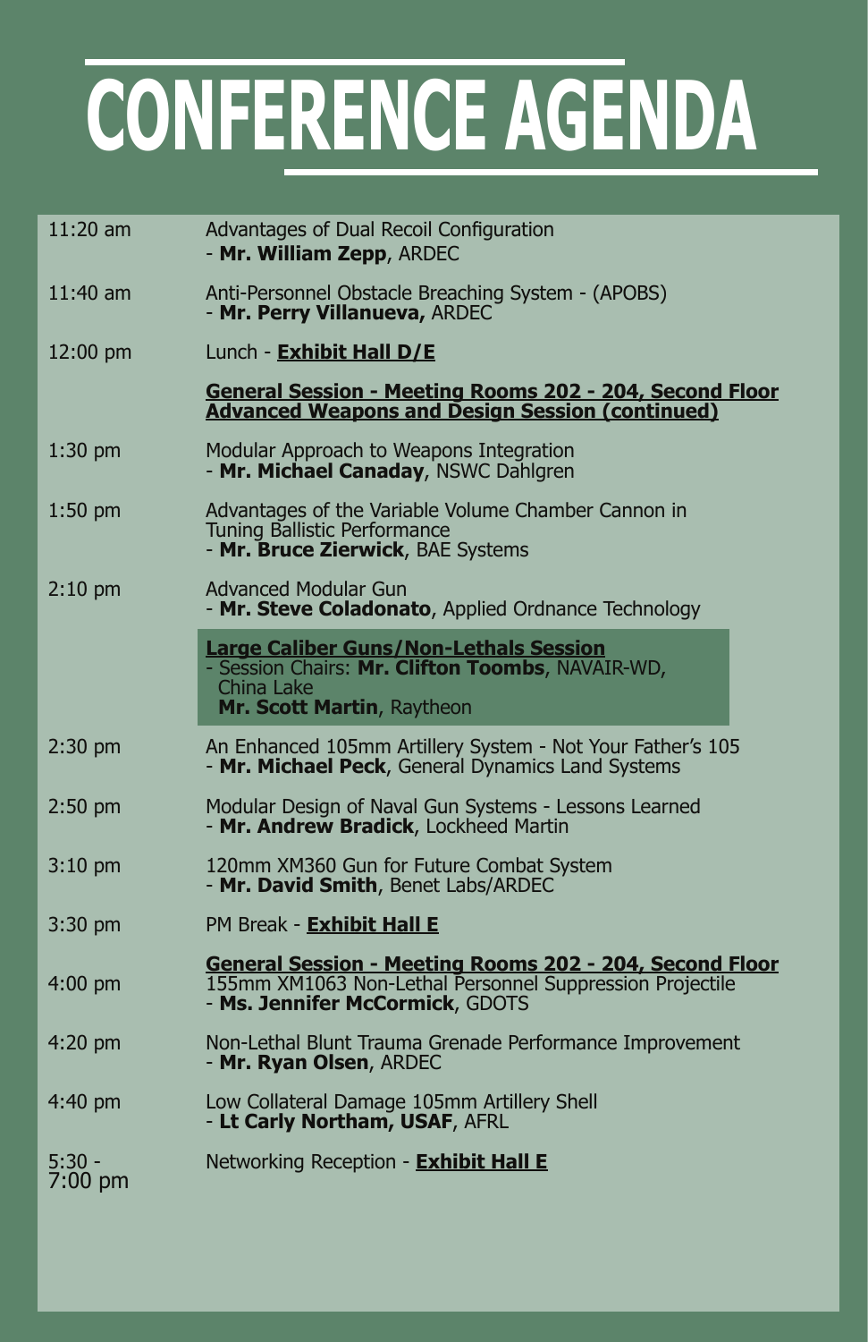# CONFERENCE AGENDA

| | |
|---|---|
| 11:20 am | Advantages of Dual Recoil Configuration<br>- **Mr. William Zepp**, ARDEC |
| 11:40 am | Anti-Personnel Obstacle Breaching System - (APOBS)<br>- **Mr. Perry Villanueva,** ARDEC |
| 12:00 pm | Lunch - **Exhibit Hall D/E** |
| | **General Session - Meeting Rooms 202 - 204, Second Floor**<br>**Advanced Weapons and Design Session (continued)** |
| 1:30 pm | Modular Approach to Weapons Integration<br>- **Mr. Michael Canaday**, NSWC Dahlgren |
| 1:50 pm | Advantages of the Variable Volume Chamber Cannon in Tuning Ballistic Performance<br>- **Mr. Bruce Zierwick**, BAE Systems |
| 2:10 pm | Advanced Modular Gun<br>- **Mr. Steve Coladonato**, Applied Ordnance Technology |
| | **Large Caliber Guns/Non-Lethals Session**<br>- Session Chairs: **Mr. Clifton Toombs**, NAVAIR-WD, China Lake<br>**Mr. Scott Martin**, Raytheon |
| 2:30 pm | An Enhanced 105mm Artillery System - Not Your Father's 105<br>- **Mr. Michael Peck**, General Dynamics Land Systems |
| 2:50 pm | Modular Design of Naval Gun Systems - Lessons Learned<br>- **Mr. Andrew Bradick**, Lockheed Martin |
| 3:10 pm | 120mm XM360 Gun for Future Combat System<br>- **Mr. David Smith**, Benet Labs/ARDEC |
| 3:30 pm | PM Break - **Exhibit Hall E** |
| | **General Session - Meeting Rooms 202 - 204, Second Floor** |
| 4:00 pm | 155mm XM1063 Non-Lethal Personnel Suppression Projectile<br>- **Ms. Jennifer McCormick**, GDOTS |
| 4:20 pm | Non-Lethal Blunt Trauma Grenade Performance Improvement<br>- **Mr. Ryan Olsen**, ARDEC |
| 4:40 pm | Low Collateral Damage 105mm Artillery Shell<br>- **Lt Carly Northam, USAF**, AFRL |
| 5:30 - 7:00 pm | Networking Reception - **Exhibit Hall E** |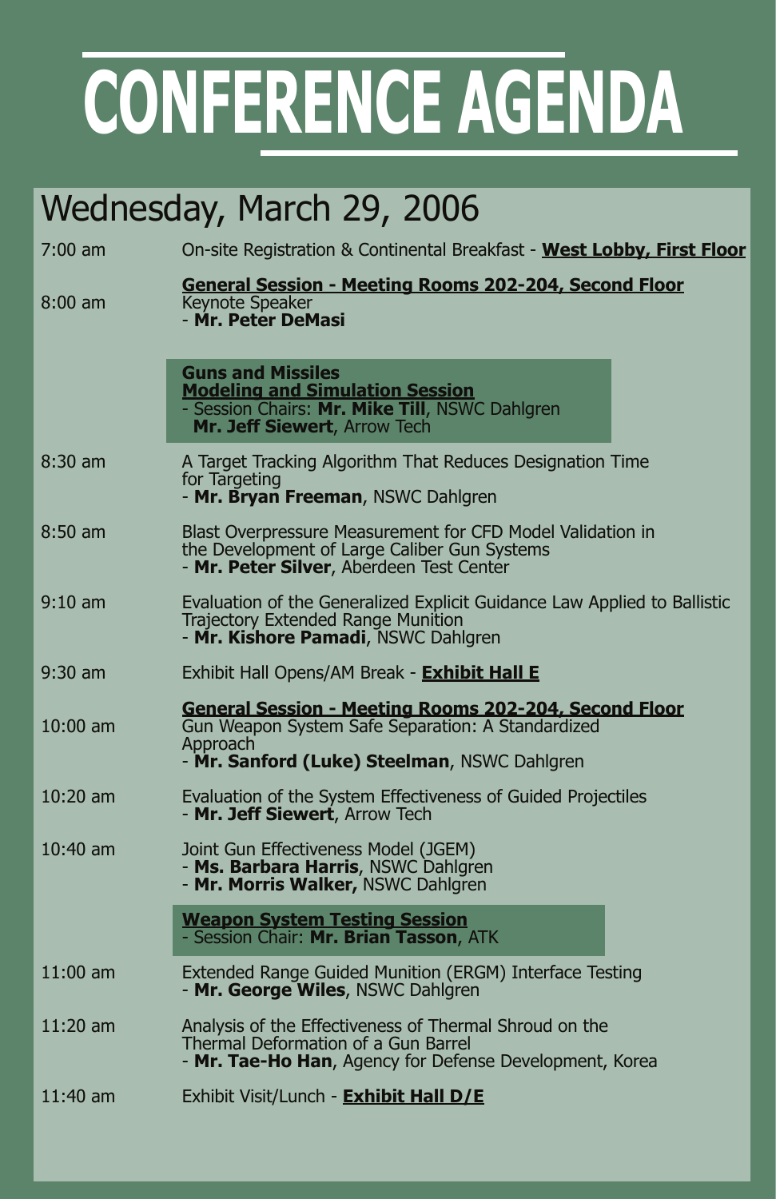# CONFERENCE AGENDA

## Wednesday, March 29, 2006

7:00 am — On-site Registration & Continental Breakfast - **West Lobby, First Floor**

**General Session - Meeting Rooms 202-204, Second Floor**

8:00 am — Keynote Speaker
- **Mr. Peter DeMasi**

**Guns and Missiles**
**Modeling and Simulation Session**
- Session Chairs: **Mr. Mike Till**, NSWC Dahlgren
**Mr. Jeff Siewert**, Arrow Tech

8:30 am — A Target Tracking Algorithm That Reduces Designation Time for Targeting
- **Mr. Bryan Freeman**, NSWC Dahlgren

8:50 am — Blast Overpressure Measurement for CFD Model Validation in the Development of Large Caliber Gun Systems
- **Mr. Peter Silver**, Aberdeen Test Center

9:10 am — Evaluation of the Generalized Explicit Guidance Law Applied to Ballistic Trajectory Extended Range Munition
- **Mr. Kishore Pamadi**, NSWC Dahlgren

9:30 am — Exhibit Hall Opens/AM Break - **Exhibit Hall E**

**General Session - Meeting Rooms 202-204, Second Floor**

10:00 am — Gun Weapon System Safe Separation: A Standardized Approach
- **Mr. Sanford (Luke) Steelman**, NSWC Dahlgren

10:20 am — Evaluation of the System Effectiveness of Guided Projectiles
- **Mr. Jeff Siewert**, Arrow Tech

10:40 am — Joint Gun Effectiveness Model (JGEM)
- **Ms. Barbara Harris**, NSWC Dahlgren
- **Mr. Morris Walker,** NSWC Dahlgren

**Weapon System Testing Session**
- Session Chair: **Mr. Brian Tasson**, ATK

11:00 am — Extended Range Guided Munition (ERGM) Interface Testing
- **Mr. George Wiles**, NSWC Dahlgren

11:20 am — Analysis of the Effectiveness of Thermal Shroud on the Thermal Deformation of a Gun Barrel
- **Mr. Tae-Ho Han**, Agency for Defense Development, Korea

11:40 am — Exhibit Visit/Lunch - **Exhibit Hall D/E**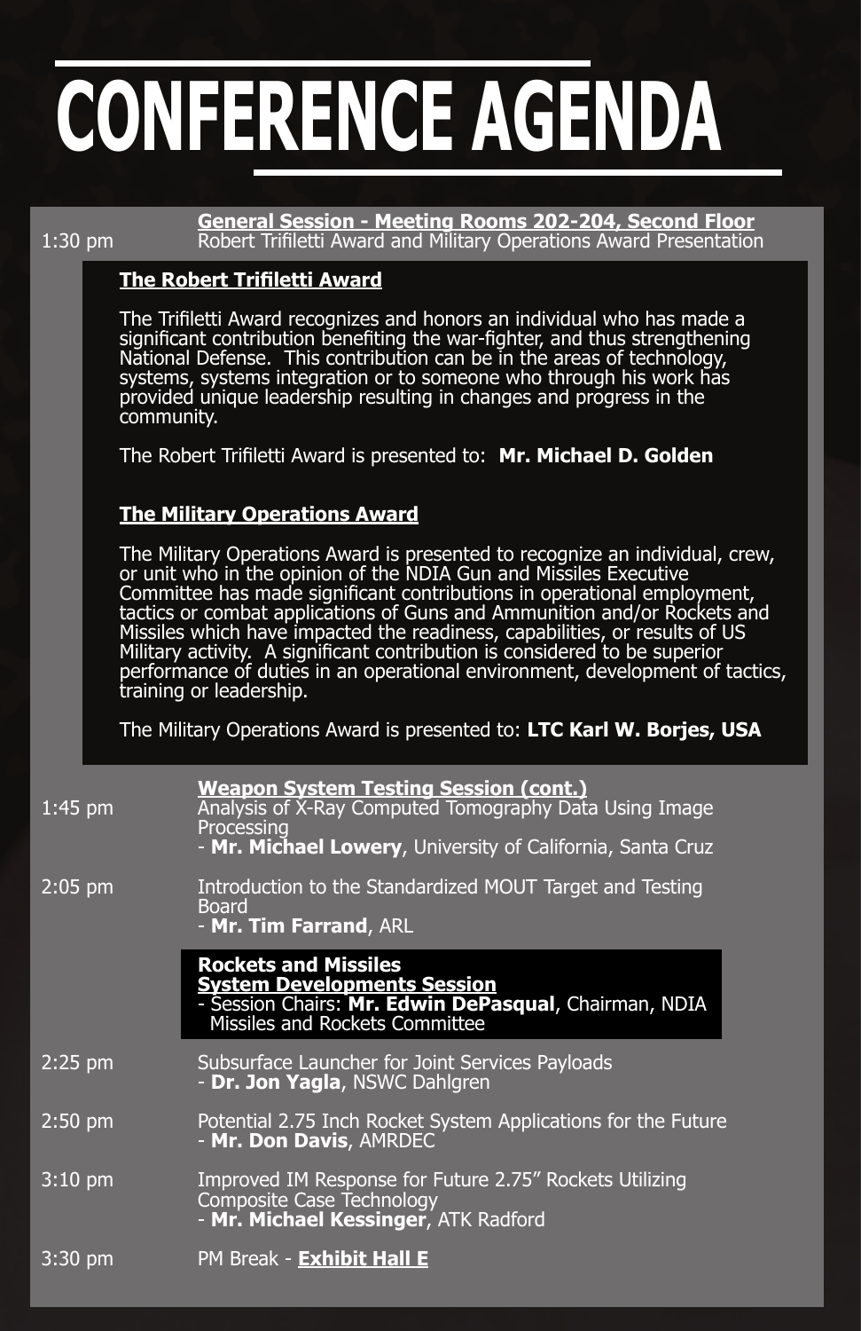# CONFERENCE AGENDA

1:30 pm **General Session - Meeting Rooms 202-204, Second Floor**
Robert Trifiletti Award and Military Operations Award Presentation

### The Robert Trifiletti Award

The Trifiletti Award recognizes and honors an individual who has made a significant contribution benefiting the war-fighter, and thus strengthening National Defense. This contribution can be in the areas of technology, systems, systems integration or to someone who through his work has provided unique leadership resulting in changes and progress in the community.

The Robert Trifiletti Award is presented to: **Mr. Michael D. Golden**

### The Military Operations Award

The Military Operations Award is presented to recognize an individual, crew, or unit who in the opinion of the NDIA Gun and Missiles Executive Committee has made significant contributions in operational employment, tactics or combat applications of Guns and Ammunition and/or Rockets and Missiles which have impacted the readiness, capabilities, or results of US Military activity. A significant contribution is considered to be superior performance of duties in an operational environment, development of tactics, training or leadership.

The Military Operations Award is presented to: **LTC Karl W. Borjes, USA**

**Weapon System Testing Session (cont.)**

1:45 pm Analysis of X-Ray Computed Tomography Data Using Image Processing
- **Mr. Michael Lowery**, University of California, Santa Cruz

2:05 pm Introduction to the Standardized MOUT Target and Testing Board
- **Mr. Tim Farrand**, ARL

**Rockets and Missiles**
**System Developments Session**
- Session Chairs: **Mr. Edwin DePasqual**, Chairman, NDIA Missiles and Rockets Committee

2:25 pm Subsurface Launcher for Joint Services Payloads
- **Dr. Jon Yagla**, NSWC Dahlgren

2:50 pm Potential 2.75 Inch Rocket System Applications for the Future
- **Mr. Don Davis**, AMRDEC

3:10 pm Improved IM Response for Future 2.75" Rockets Utilizing Composite Case Technology
- **Mr. Michael Kessinger**, ATK Radford

3:30 pm PM Break - **Exhibit Hall E**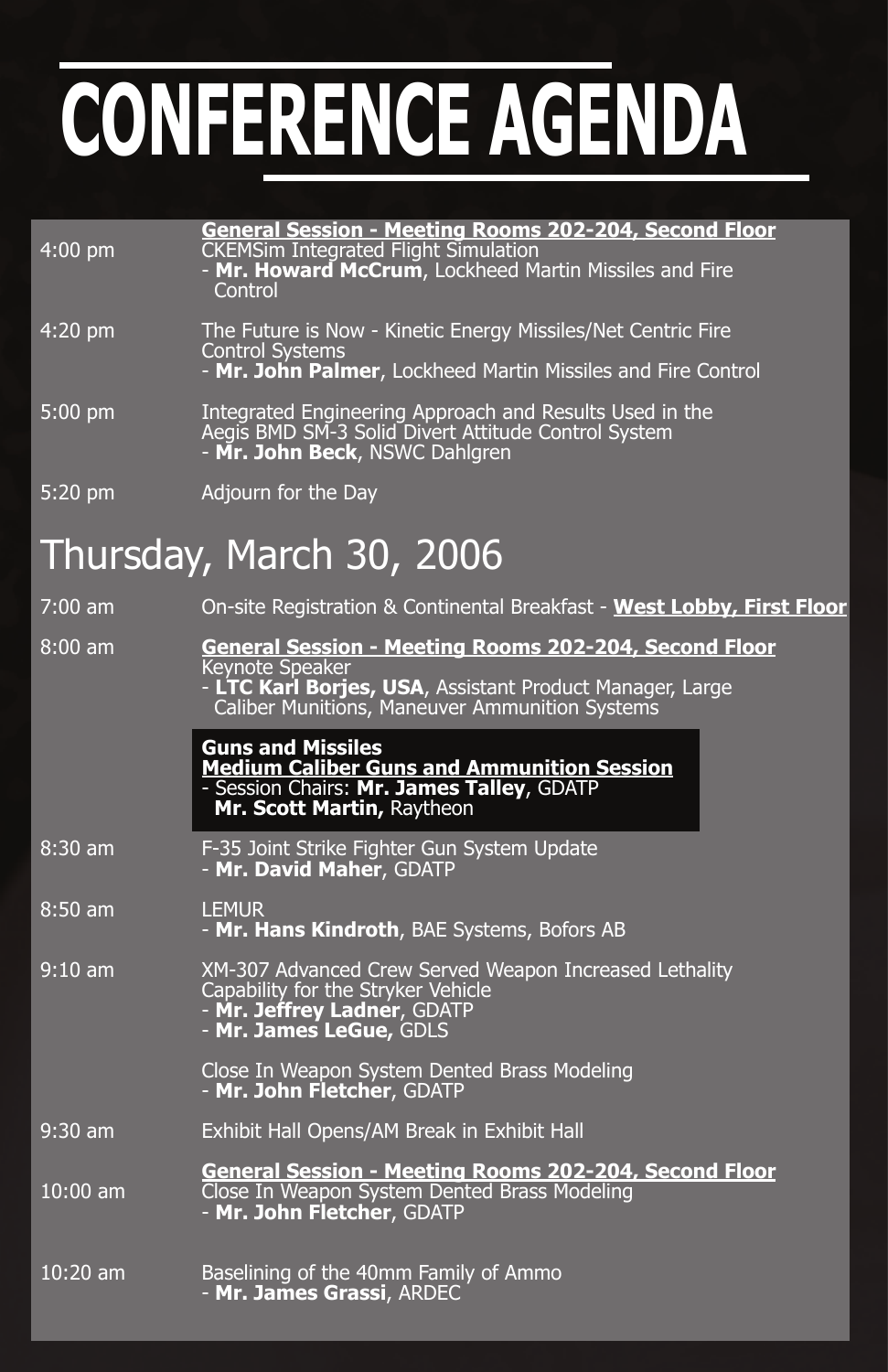# CONFERENCE AGENDA

| | |
|---|---|
| 4:00 pm | **General Session - Meeting Rooms 202-204, Second Floor**<br>CKEMSim Integrated Flight Simulation<br>- **Mr. Howard McCrum**, Lockheed Martin Missiles and Fire Control |
| 4:20 pm | The Future is Now - Kinetic Energy Missiles/Net Centric Fire Control Systems<br>- **Mr. John Palmer**, Lockheed Martin Missiles and Fire Control |
| 5:00 pm | Integrated Engineering Approach and Results Used in the Aegis BMD SM-3 Solid Divert Attitude Control System<br>- **Mr. John Beck**, NSWC Dahlgren |
| 5:20 pm | Adjourn for the Day |

## Thursday, March 30, 2006

| | |
|---|---|
| 7:00 am | On-site Registration & Continental Breakfast - **West Lobby, First Floor** |
| 8:00 am | **General Session - Meeting Rooms 202-204, Second Floor**<br>Keynote Speaker<br>- **LTC Karl Borjes, USA**, Assistant Product Manager, Large Caliber Munitions, Maneuver Ammunition Systems |
| | **Guns and Missiles**<br>**Medium Caliber Guns and Ammunition Session**<br>- Session Chairs: **Mr. James Talley**, GDATP<br>**Mr. Scott Martin,** Raytheon |
| 8:30 am | F-35 Joint Strike Fighter Gun System Update<br>- **Mr. David Maher**, GDATP |
| 8:50 am | LEMUR<br>- **Mr. Hans Kindroth**, BAE Systems, Bofors AB |
| 9:10 am | XM-307 Advanced Crew Served Weapon Increased Lethality Capability for the Stryker Vehicle<br>- **Mr. Jeffrey Ladner**, GDATP<br>- **Mr. James LeGue,** GDLS |
| | Close In Weapon System Dented Brass Modeling<br>- **Mr. John Fletcher**, GDATP |
| 9:30 am | Exhibit Hall Opens/AM Break in Exhibit Hall |
| 10:00 am | **General Session - Meeting Rooms 202-204, Second Floor**<br>Close In Weapon System Dented Brass Modeling<br>- **Mr. John Fletcher**, GDATP |
| 10:20 am | Baselining of the 40mm Family of Ammo<br>- **Mr. James Grassi**, ARDEC |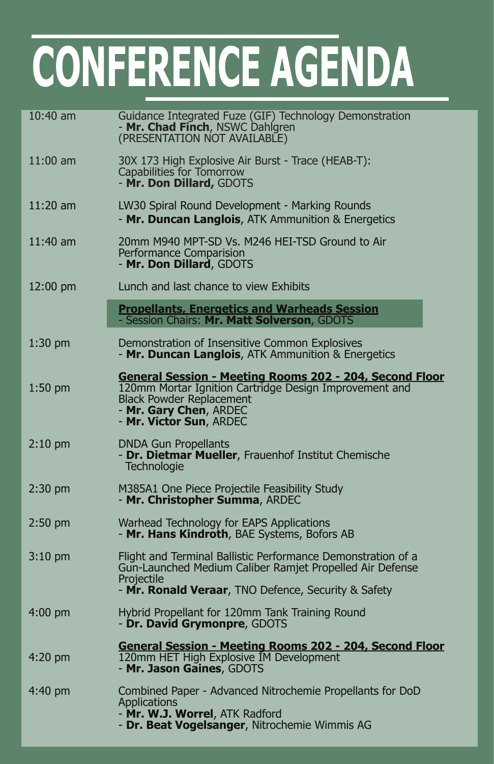# CONFERENCE AGENDA

| | |
|---|---|
| 10:40 am | Guidance Integrated Fuze (GIF) Technology Demonstration<br>- **Mr. Chad Finch**, NSWC Dahlgren<br>(PRESENTATION NOT AVAILABLE) |
| 11:00 am | 30X 173 High Explosive Air Burst - Trace (HEAB-T): Capabilities for Tomorrow<br>- **Mr. Don Dillard,** GDOTS |
| 11:20 am | LW30 Spiral Round Development - Marking Rounds<br>- **Mr. Duncan Langlois**, ATK Ammunition & Energetics |
| 11:40 am | 20mm M940 MPT-SD Vs. M246 HEI-TSD Ground to Air Performance Comparision<br>- **Mr. Don Dillard**, GDOTS |
| 12:00 pm | Lunch and last chance to view Exhibits |
| | **Propellants, Energetics and Warheads Session**<br>- Session Chairs: **Mr. Matt Solverson**, GDOTS |
| 1:30 pm | Demonstration of Insensitive Common Explosives<br>- **Mr. Duncan Langlois**, ATK Ammunition & Energetics |
| 1:50 pm | **General Session - Meeting Rooms 202 - 204, Second Floor**<br>120mm Mortar Ignition Cartridge Design Improvement and Black Powder Replacement<br>- **Mr. Gary Chen**, ARDEC<br>- **Mr. Victor Sun**, ARDEC |
| 2:10 pm | DNDA Gun Propellants<br>- **Dr. Dietmar Mueller**, Frauenhof Institut Chemische Technologie |
| 2:30 pm | M385A1 One Piece Projectile Feasibility Study<br>- **Mr. Christopher Summa**, ARDEC |
| 2:50 pm | Warhead Technology for EAPS Applications<br>- **Mr. Hans Kindroth**, BAE Systems, Bofors AB |
| 3:10 pm | Flight and Terminal Ballistic Performance Demonstration of a Gun-Launched Medium Caliber Ramjet Propelled Air Defense Projectile<br>- **Mr. Ronald Veraar**, TNO Defence, Security & Safety |
| 4:00 pm | Hybrid Propellant for 120mm Tank Training Round<br>- **Dr. David Grymonpre**, GDOTS |
| 4:20 pm | **General Session - Meeting Rooms 202 - 204, Second Floor**<br>120mm HET High Explosive IM Development<br>- **Mr. Jason Gaines**, GDOTS |
| 4:40 pm | Combined Paper - Advanced Nitrochemie Propellants for DoD Applications<br>- **Mr. W.J. Worrel**, ATK Radford<br>- **Dr. Beat Vogelsanger**, Nitrochemie Wimmis AG |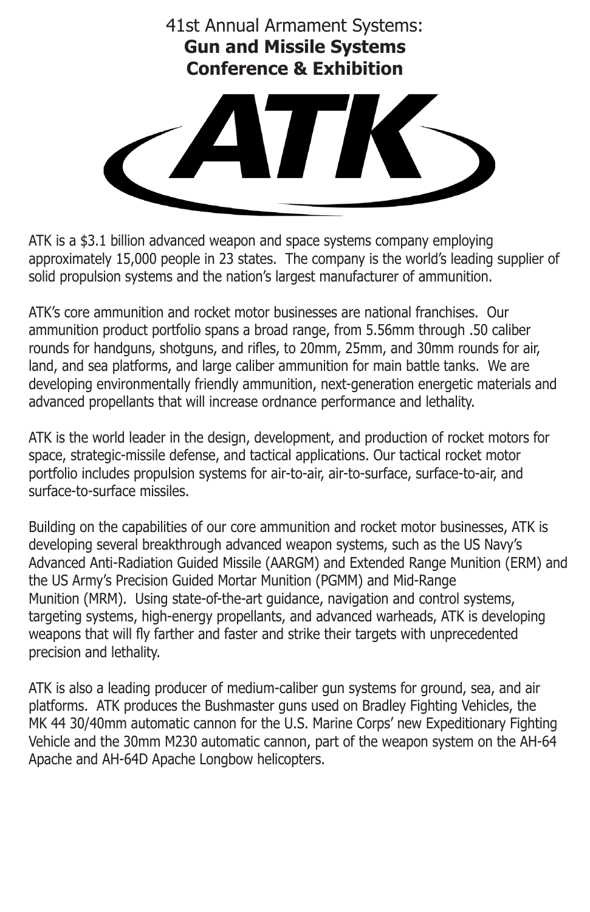41st Annual Armament Systems:
**Gun and Missile Systems**
**Conference & Exhibition**

# ATK

ATK is a $3.1 billion advanced weapon and space systems company employing approximately 15,000 people in 23 states. The company is the world's leading supplier of solid propulsion systems and the nation's largest manufacturer of ammunition.

ATK's core ammunition and rocket motor businesses are national franchises. Our ammunition product portfolio spans a broad range, from 5.56mm through .50 caliber rounds for handguns, shotguns, and rifles, to 20mm, 25mm, and 30mm rounds for air, land, and sea platforms, and large caliber ammunition for main battle tanks. We are developing environmentally friendly ammunition, next-generation energetic materials and advanced propellants that will increase ordnance performance and lethality.

ATK is the world leader in the design, development, and production of rocket motors for space, strategic-missile defense, and tactical applications. Our tactical rocket motor portfolio includes propulsion systems for air-to-air, air-to-surface, surface-to-air, and surface-to-surface missiles.

Building on the capabilities of our core ammunition and rocket motor businesses, ATK is developing several breakthrough advanced weapon systems, such as the US Navy's Advanced Anti-Radiation Guided Missile (AARGM) and Extended Range Munition (ERM) and the US Army's Precision Guided Mortar Munition (PGMM) and Mid-Range Munition (MRM). Using state-of-the-art guidance, navigation and control systems, targeting systems, high-energy propellants, and advanced warheads, ATK is developing weapons that will fly farther and faster and strike their targets with unprecedented precision and lethality.

ATK is also a leading producer of medium-caliber gun systems for ground, sea, and air platforms. ATK produces the Bushmaster guns used on Bradley Fighting Vehicles, the MK 44 30/40mm automatic cannon for the U.S. Marine Corps' new Expeditionary Fighting Vehicle and the 30mm M230 automatic cannon, part of the weapon system on the AH-64 Apache and AH-64D Apache Longbow helicopters.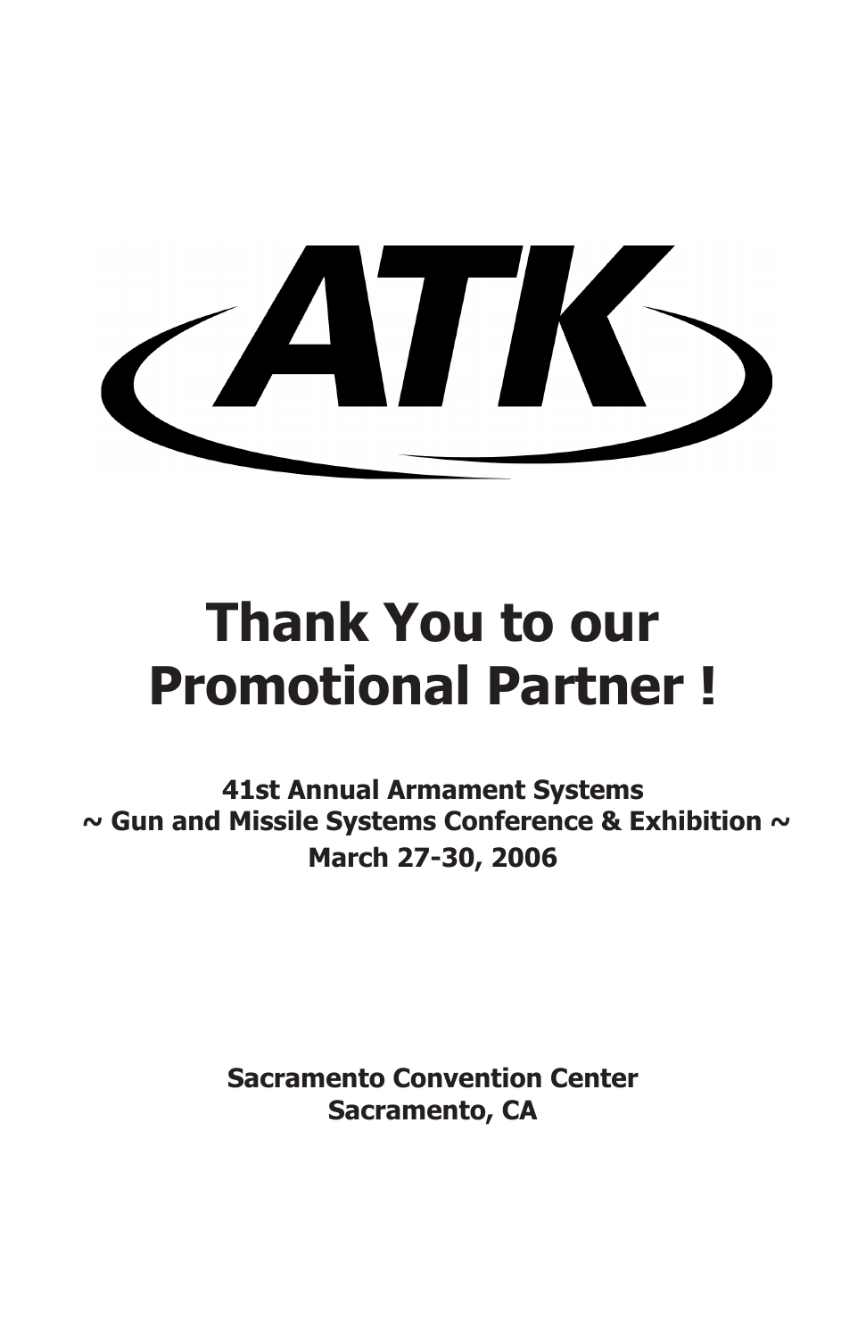ATK

# Thank You to our Promotional Partner !

**41st Annual Armament Systems**
**~ Gun and Missile Systems Conference & Exhibition ~**
**March 27-30, 2006**

**Sacramento Convention Center**
**Sacramento, CA**